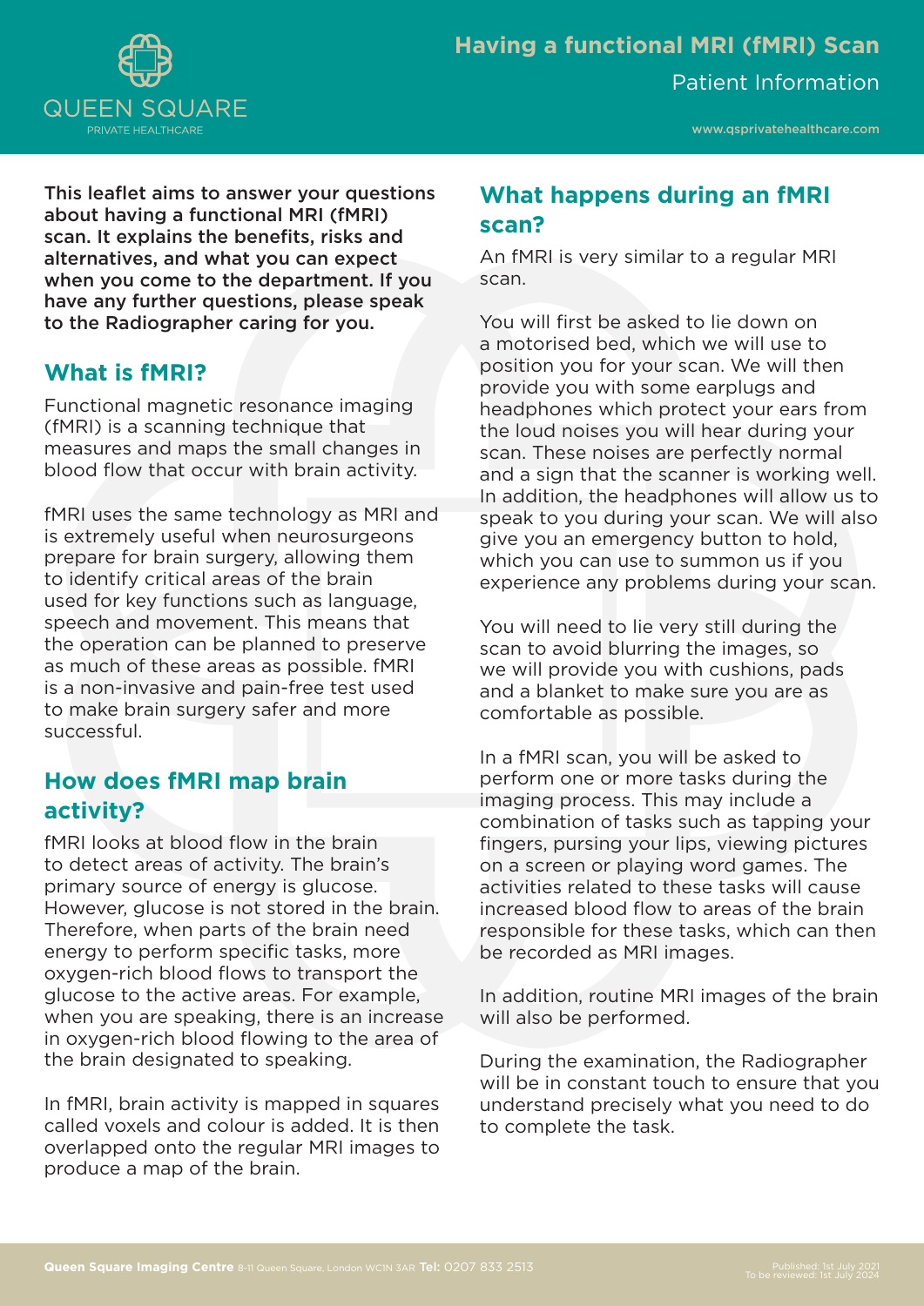# Having a functional MRI (fMRI) Scan

Patient Information

**This leaflet aims to answer your questions about having a functional MRI (fMRI) scan. It explains the benefits, risks and alternatives, and what you can expect when you come to the department. If you have any further questions, please speak to the Radiographer caring for you.**

## What is fMRI?

Functional magnetic resonance imaging (fMRI) is a scanning technique that measures and maps the small changes in blood flow that occur with brain activity.

fMRI uses the same technology as MRI and is extremely useful when neurosurgeons prepare for brain surgery, allowing them to identify critical areas of the brain used for key functions such as language, speech and movement. This means that the operation can be planned to preserve as much of these areas as possible. fMRI is a non-invasive and pain-free test used to make brain surgery safer and more successful.

## How does fMRI map brain activity?

fMRI looks at blood flow in the brain to detect areas of activity. The brain's primary source of energy is glucose. However, glucose is not stored in the brain. Therefore, when parts of the brain need energy to perform specific tasks, more oxygen-rich blood flows to transport the glucose to the active areas. For example, when you are speaking, there is an increase in oxygen-rich blood flowing to the area of the brain designated to speaking.

In fMRI, brain activity is mapped in squares called voxels and colour is added. It is then overlapped onto the regular MRI images to produce a map of the brain.

## What happens during an fMRI scan?

An fMRI is very similar to a regular MRI scan.

You will first be asked to lie down on a motorised bed, which we will use to position you for your scan. We will then provide you with some earplugs and headphones which protect your ears from the loud noises you will hear during your scan. These noises are perfectly normal and a sign that the scanner is working well. In addition, the headphones will allow us to speak to you during your scan. We will also give you an emergency button to hold, which you can use to summon us if you experience any problems during your scan.

You will need to lie very still during the scan to avoid blurring the images, so we will provide you with cushions, pads and a blanket to make sure you are as comfortable as possible.

In a fMRI scan, you will be asked to perform one or more tasks during the imaging process. This may include a combination of tasks such as tapping your fingers, pursing your lips, viewing pictures on a screen or playing word games. The activities related to these tasks will cause increased blood flow to areas of the brain responsible for these tasks, which can then be recorded as MRI images.

In addition, routine MRI images of the brain will also be performed.

During the examination, the Radiographer will be in constant touch to ensure that you understand precisely what you need to do to complete the task.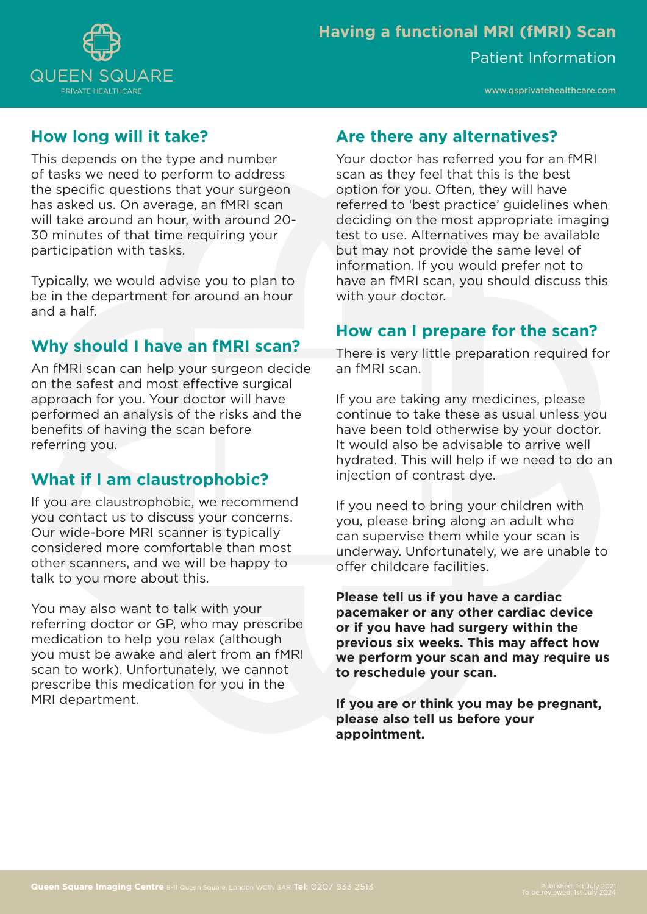## How long will it take?

This depends on the type and number of tasks we need to perform to address the specific questions that your surgeon has asked us. On average, an fMRI scan will take around an hour, with around 20-30 minutes of that time requiring your participation with tasks.

Typically, we would advise you to plan to be in the department for around an hour and a half.

## Why should I have an fMRI scan?

An fMRI scan can help your surgeon decide on the safest and most effective surgical approach for you. Your doctor will have performed an analysis of the risks and the benefits of having the scan before referring you.

## What if I am claustrophobic?

If you are claustrophobic, we recommend you contact us to discuss your concerns. Our wide-bore MRI scanner is typically considered more comfortable than most other scanners, and we will be happy to talk to you more about this.

You may also want to talk with your referring doctor or GP, who may prescribe medication to help you relax (although you must be awake and alert from an fMRI scan to work). Unfortunately, we cannot prescribe this medication for you in the MRI department.

## Are there any alternatives?

Your doctor has referred you for an fMRI scan as they feel that this is the best option for you. Often, they will have referred to 'best practice' guidelines when deciding on the most appropriate imaging test to use. Alternatives may be available but may not provide the same level of information. If you would prefer not to have an fMRI scan, you should discuss this with your doctor.

## How can I prepare for the scan?

There is very little preparation required for an fMRI scan.

If you are taking any medicines, please continue to take these as usual unless you have been told otherwise by your doctor. It would also be advisable to arrive well hydrated. This will help if we need to do an injection of contrast dye.

If you need to bring your children with you, please bring along an adult who can supervise them while your scan is underway. Unfortunately, we are unable to offer childcare facilities.

**Please tell us if you have a cardiac pacemaker or any other cardiac device or if you have had surgery within the previous six weeks. This may affect how we perform your scan and may require us to reschedule your scan.**

**If you are or think you may be pregnant, please also tell us before your appointment.**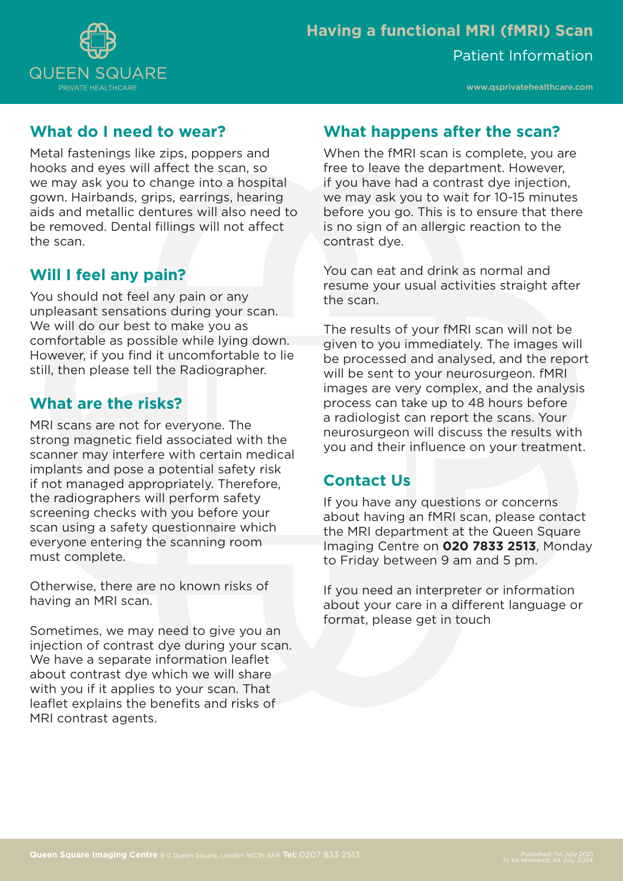## What do I need to wear?

Metal fastenings like zips, poppers and hooks and eyes will affect the scan, so we may ask you to change into a hospital gown. Hairbands, grips, earrings, hearing aids and metallic dentures will also need to be removed. Dental fillings will not affect the scan.

## Will I feel any pain?

You should not feel any pain or any unpleasant sensations during your scan. We will do our best to make you as comfortable as possible while lying down. However, if you find it uncomfortable to lie still, then please tell the Radiographer.

## What are the risks?

MRI scans are not for everyone. The strong magnetic field associated with the scanner may interfere with certain medical implants and pose a potential safety risk if not managed appropriately. Therefore, the radiographers will perform safety screening checks with you before your scan using a safety questionnaire which everyone entering the scanning room must complete.

Otherwise, there are no known risks of having an MRI scan.

Sometimes, we may need to give you an injection of contrast dye during your scan. We have a separate information leaflet about contrast dye which we will share with you if it applies to your scan. That leaflet explains the benefits and risks of MRI contrast agents.

## What happens after the scan?

When the fMRI scan is complete, you are free to leave the department. However, if you have had a contrast dye injection, we may ask you to wait for 10-15 minutes before you go. This is to ensure that there is no sign of an allergic reaction to the contrast dye.

You can eat and drink as normal and resume your usual activities straight after the scan.

The results of your fMRI scan will not be given to you immediately. The images will be processed and analysed, and the report will be sent to your neurosurgeon. fMRI images are very complex, and the analysis process can take up to 48 hours before a radiologist can report the scans. Your neurosurgeon will discuss the results with you and their influence on your treatment.

## Contact Us

If you have any questions or concerns about having an fMRI scan, please contact the MRI department at the Queen Square Imaging Centre on **020 7833 2513**, Monday to Friday between 9 am and 5 pm.

If you need an interpreter or information about your care in a different language or format, please get in touch

**Queen Square Imaging Centre** 8-11 Queen Square, London WC1N 3AR **Tel:** 0207 833 2513

Published: 1st July 2021
To be reviewed: 1st July 2024